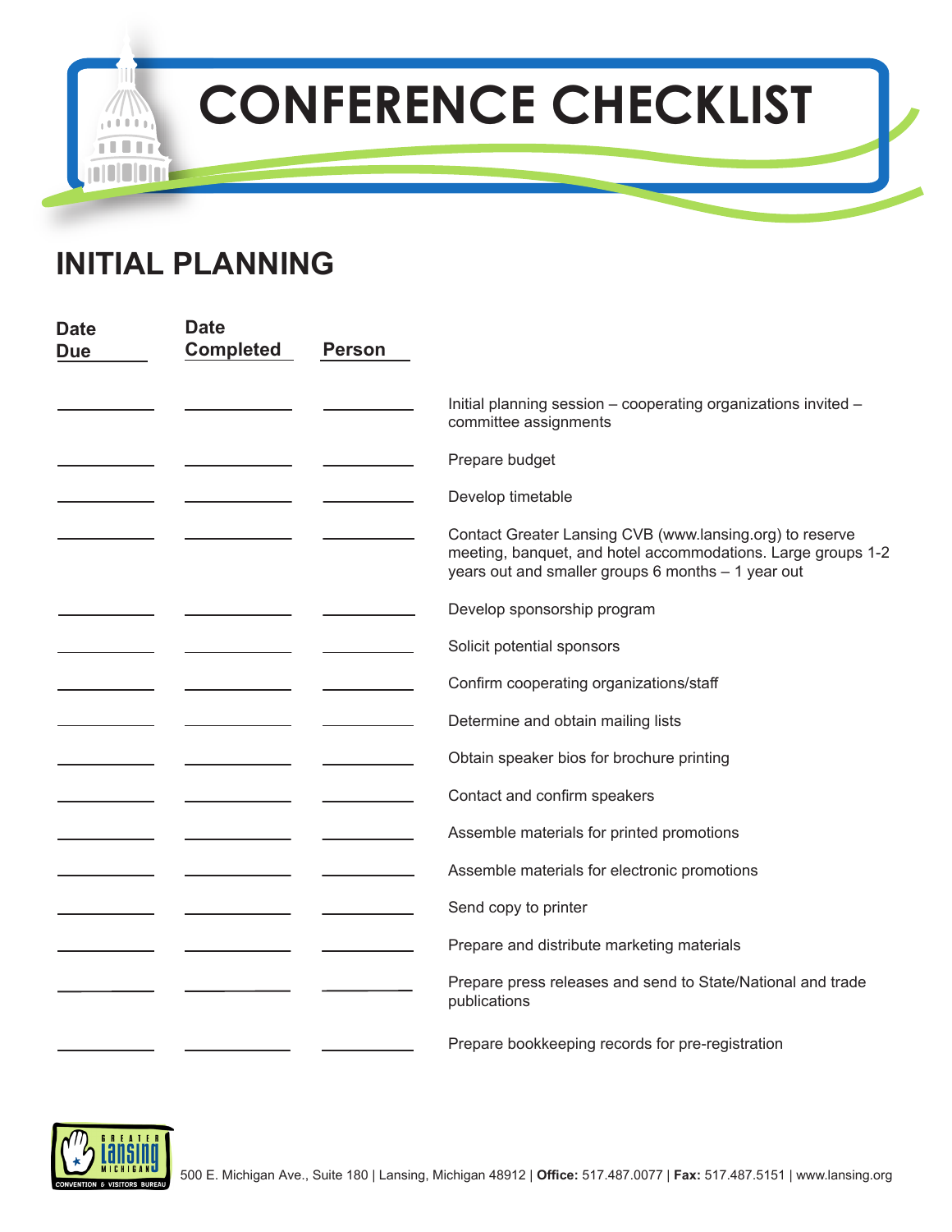# CONFERENCE CHECKLIST

## INITIAL PLANNING

| Date Due | Date Completed | Person | |
|---|---|---|---|
| | | | Initial planning session – cooperating organizations invited – committee assignments |
| | | | Prepare budget |
| | | | Develop timetable |
| | | | Contact Greater Lansing CVB (www.lansing.org) to reserve meeting, banquet, and hotel accommodations. Large groups 1-2 years out and smaller groups 6 months – 1 year out |
| | | | Develop sponsorship program |
| | | | Solicit potential sponsors |
| | | | Confirm cooperating organizations/staff |
| | | | Determine and obtain mailing lists |
| | | | Obtain speaker bios for brochure printing |
| | | | Contact and confirm speakers |
| | | | Assemble materials for printed promotions |
| | | | Assemble materials for electronic promotions |
| | | | Send copy to printer |
| | | | Prepare and distribute marketing materials |
| | | | Prepare press releases and send to State/National and trade publications |
| | | | Prepare bookkeeping records for pre-registration |

500 E. Michigan Ave., Suite 180 | Lansing, Michigan 48912 | **Office:** 517.487.0077 | **Fax:** 517.487.5151 | www.lansing.org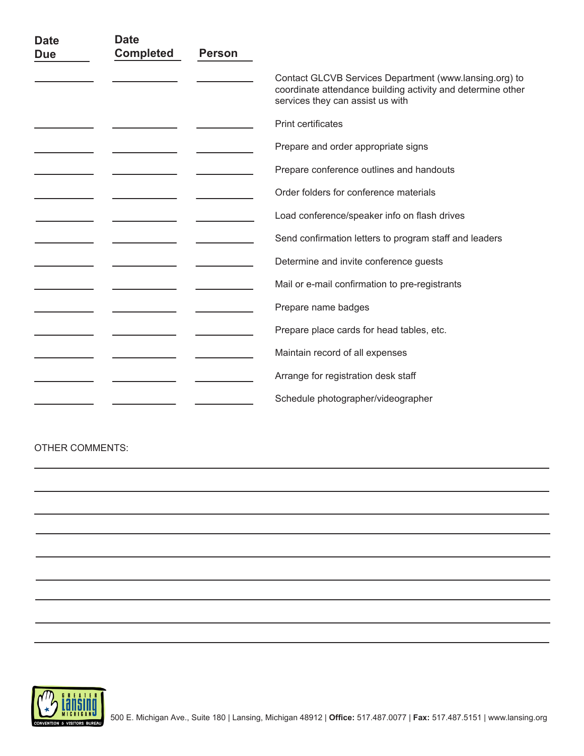| Date Due | Date Completed | Person | |
|---|---|---|---|
| | | | Contact GLCVB Services Department (www.lansing.org) to coordinate attendance building activity and determine other services they can assist us with |
| | | | Print certificates |
| | | | Prepare and order appropriate signs |
| | | | Prepare conference outlines and handouts |
| | | | Order folders for conference materials |
| | | | Load conference/speaker info on flash drives |
| | | | Send confirmation letters to program staff and leaders |
| | | | Determine and invite conference guests |
| | | | Mail or e-mail confirmation to pre-registrants |
| | | | Prepare name badges |
| | | | Prepare place cards for head tables, etc. |
| | | | Maintain record of all expenses |
| | | | Arrange for registration desk staff |
| | | | Schedule photographer/videographer |

OTHER COMMENTS:

500 E. Michigan Ave., Suite 180 | Lansing, Michigan 48912 | **Office:** 517.487.0077 | **Fax:** 517.487.5151 | www.lansing.org